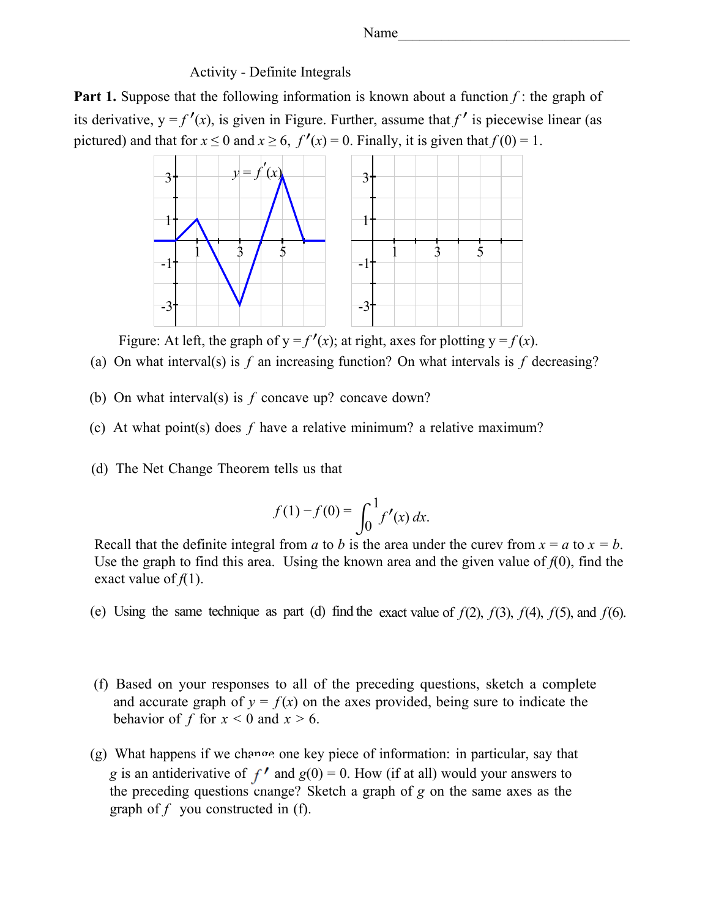Name________________________________

Activity - Definite Integrals

**Part 1.** Suppose that the following information is known about a function $f$: the graph of its derivative, $y = f'(x)$, is given in Figure. Further, assume that $f'$ is piecewise linear (as pictured) and that for $x \leq 0$ and $x \geq 6$, $f'(x) = 0$. Finally, it is given that $f(0) = 1$.

Figure: At left, the graph of $y = f'(x)$; at right, axes for plotting $y = f(x)$.

(a) On what interval(s) is $f$ an increasing function? On what intervals is $f$ decreasing?

(b) On what interval(s) is $f$ concave up? concave down?

(c) At what point(s) does $f$ have a relative minimum? a relative maximum?

(d) The Net Change Theorem tells us that

$$f(1) - f(0) = \int_0^1 f'(x)\,dx.$$

Recall that the definite integral from $a$ to $b$ is the area under the curev from $x = a$ to $x = b$. Use the graph to find this area. Using the known area and the given value of $f(0)$, find the exact value of $f(1)$.

(e) Using the same technique as part (d) find the exact value of $f(2)$, $f(3)$, $f(4)$, $f(5)$, and $f(6)$.

(f) Based on your responses to all of the preceding questions, sketch a complete and accurate graph of $y = f(x)$ on the axes provided, being sure to indicate the behavior of $f$ for $x < 0$ and $x > 6$.

(g) What happens if we change one key piece of information: in particular, say that $g$ is an antiderivative of $f'$ and $g(0) = 0$. How (if at all) would your answers to the preceding questions change? Sketch a graph of $g$ on the same axes as the graph of $f$ you constructed in (f).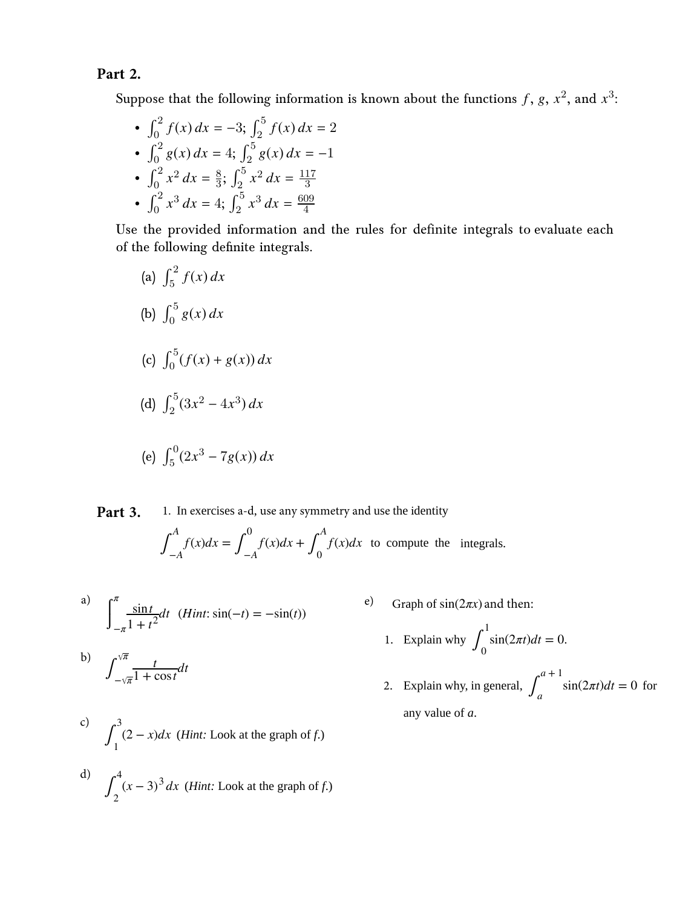**Part 2.**

Suppose that the following information is known about the functions $f$, $g$, $x^2$, and $x^3$:

- $\int_0^2 f(x)\,dx = -3$; $\int_2^5 f(x)\,dx = 2$
- $\int_0^2 g(x)\,dx = 4$; $\int_2^5 g(x)\,dx = -1$
- $\int_0^2 x^2\,dx = \frac{8}{3}$; $\int_2^5 x^2\,dx = \frac{117}{3}$
- $\int_0^2 x^3\,dx = 4$; $\int_2^5 x^3\,dx = \frac{609}{4}$

Use the provided information and the rules for definite integrals to evaluate each of the following definite integrals.

(a) $\int_5^2 f(x)\,dx$

(b) $\int_0^5 g(x)\,dx$

(c) $\int_0^5 (f(x) + g(x))\,dx$

(d) $\int_2^5 (3x^2 - 4x^3)\,dx$

(e) $\int_5^0 (2x^3 - 7g(x))\,dx$

**Part 3.** 1. In exercises a-d, use any symmetry and use the identity

$$\int_{-A}^{A} f(x)dx = \int_{-A}^{0} f(x)dx + \int_{0}^{A} f(x)dx$$ to compute the integrals.

a) $\displaystyle\int_{-\pi}^{\pi} \frac{\sin t}{1+t^2}dt$ (*Hint*: $\sin(-t) = -\sin(t)$)

b) $\displaystyle\int_{-\sqrt{\pi}}^{\sqrt{\pi}} \frac{t}{1+\cos t}dt$

c) $\displaystyle\int_{1}^{3} (2-x)dx$ (*Hint:* Look at the graph of *f*.)

d) $\displaystyle\int_{2}^{4} (x-3)^3\,dx$ (*Hint:* Look at the graph of *f*.)

e) Graph of $\sin(2\pi x)$ and then:

1. Explain why $\displaystyle\int_0^1 \sin(2\pi t)dt = 0$.
2. Explain why, in general, $\displaystyle\int_a^{a+1} \sin(2\pi t)dt = 0$ for any value of $a$.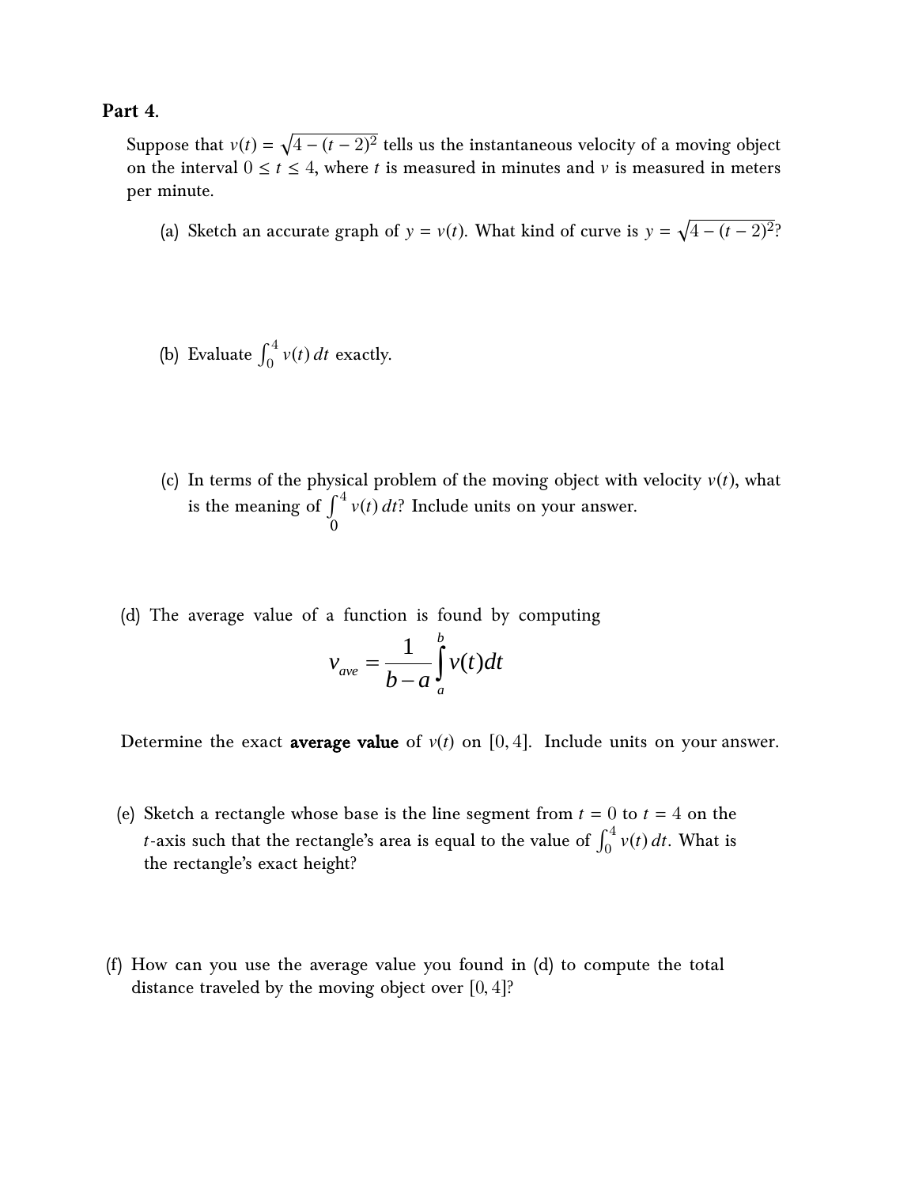**Part 4.**

Suppose that $v(t) = \sqrt{4 - (t - 2)^2}$ tells us the instantaneous velocity of a moving object on the interval $0 \leq t \leq 4$, where $t$ is measured in minutes and $v$ is measured in meters per minute.

(a) Sketch an accurate graph of $y = v(t)$. What kind of curve is $y = \sqrt{4 - (t - 2)^2}$?

(b) Evaluate $\int_0^4 v(t)\, dt$ exactly.

(c) In terms of the physical problem of the moving object with velocity $v(t)$, what is the meaning of $\int_0^4 v(t)\, dt$? Include units on your answer.

(d) The average value of a function is found by computing

$$v_{ave} = \frac{1}{b-a} \int_a^b v(t)dt$$

Determine the exact **average value** of $v(t)$ on $[0, 4]$. Include units on your answer.

(e) Sketch a rectangle whose base is the line segment from $t = 0$ to $t = 4$ on the $t$-axis such that the rectangle's area is equal to the value of $\int_0^4 v(t)\, dt$. What is the rectangle's exact height?

(f) How can you use the average value you found in (d) to compute the total distance traveled by the moving object over $[0, 4]$?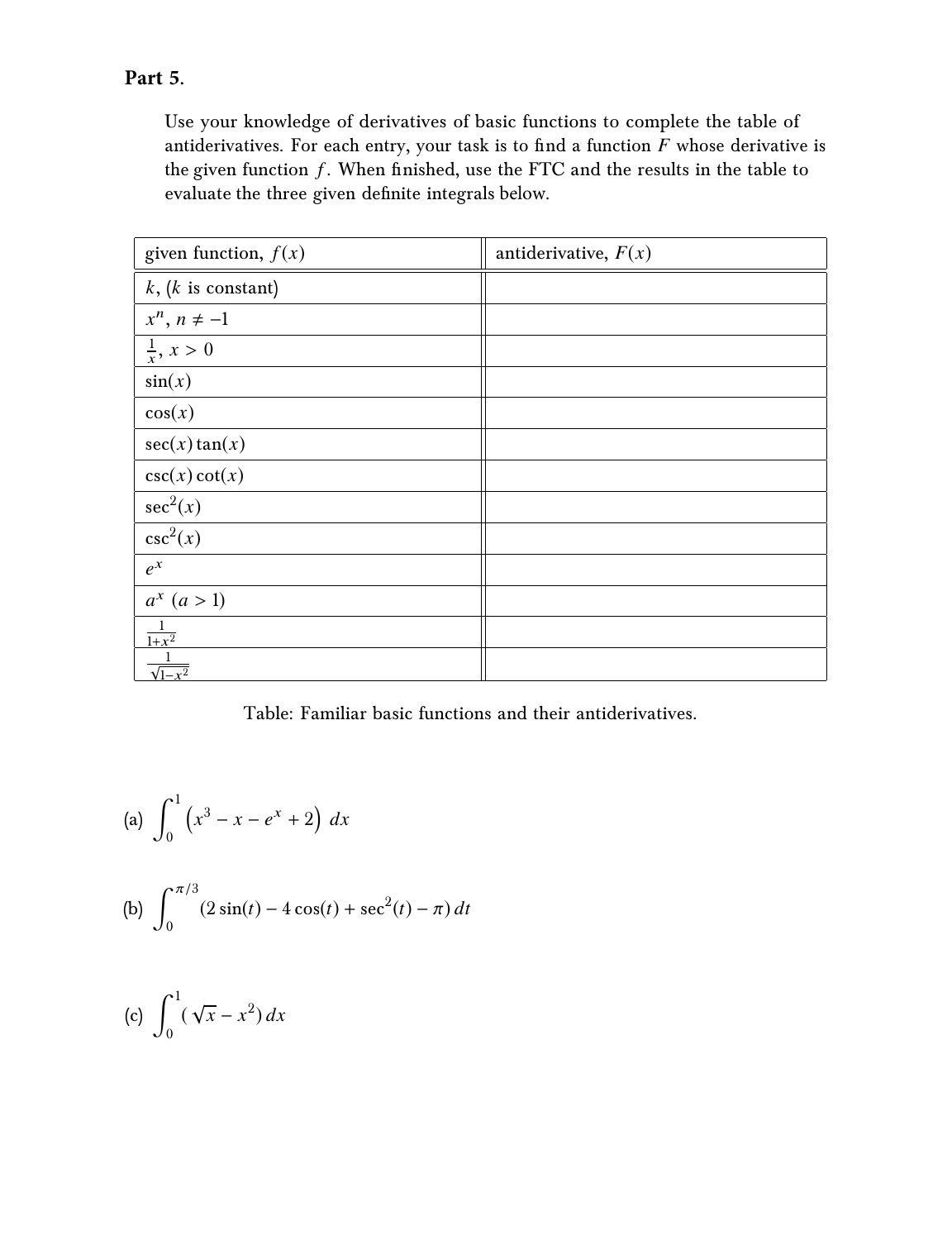**Part 5.**

Use your knowledge of derivatives of basic functions to complete the table of antiderivatives. For each entry, your task is to find a function $F$ whose derivative is the given function $f$. When finished, use the FTC and the results in the table to evaluate the three given definite integrals below.

| given function, $f(x)$ | antiderivative, $F(x)$ |
|---|---|
| $k$, ($k$ is constant) | |
| $x^n$, $n \neq -1$ | |
| $\frac{1}{x}$, $x > 0$ | |
| $\sin(x)$ | |
| $\cos(x)$ | |
| $\sec(x)\tan(x)$ | |
| $\csc(x)\cot(x)$ | |
| $\sec^2(x)$ | |
| $\csc^2(x)$ | |
| $e^x$ | |
| $a^x$ $(a > 1)$ | |
| $\frac{1}{1+x^2}$ | |
| $\frac{1}{\sqrt{1-x^2}}$ | |

Table: Familiar basic functions and their antiderivatives.

(a) $\displaystyle\int_0^1 \left(x^3 - x - e^x + 2\right)\, dx$

(b) $\displaystyle\int_0^{\pi/3} (2\sin(t) - 4\cos(t) + \sec^2(t) - \pi)\, dt$

(c) $\displaystyle\int_0^1 (\sqrt{x} - x^2)\, dx$